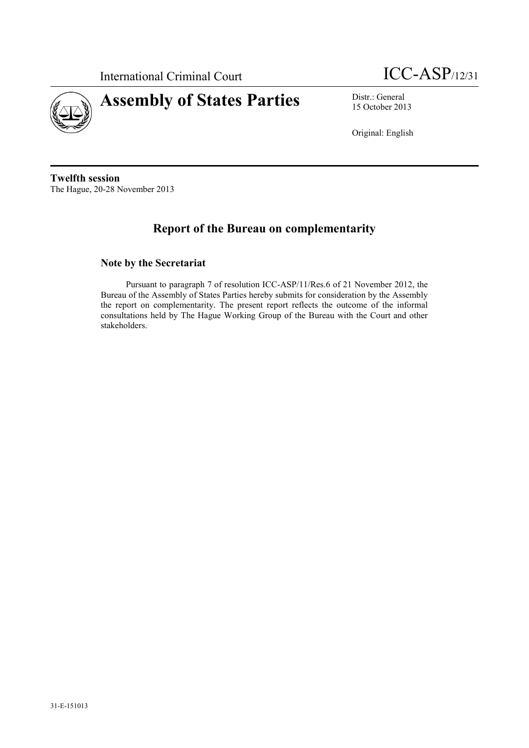International Criminal Court

ICC-ASP/12/31

# Assembly of States Parties

Distr.: General
15 October 2013

Original: English

**Twelfth session**
The Hague, 20-28 November 2013

## Report of the Bureau on complementarity

### Note by the Secretariat

Pursuant to paragraph 7 of resolution ICC-ASP/11/Res.6 of 21 November 2012, the Bureau of the Assembly of States Parties hereby submits for consideration by the Assembly the report on complementarity. The present report reflects the outcome of the informal consultations held by The Hague Working Group of the Bureau with the Court and other stakeholders.

31-E-151013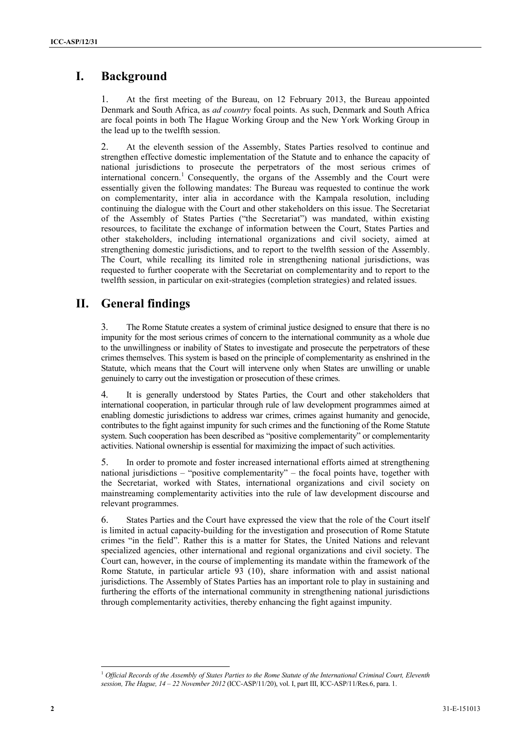## I. Background

1. At the first meeting of the Bureau, on 12 February 2013, the Bureau appointed Denmark and South Africa, as *ad country* focal points. As such, Denmark and South Africa are focal points in both The Hague Working Group and the New York Working Group in the lead up to the twelfth session.

2. At the eleventh session of the Assembly, States Parties resolved to continue and strengthen effective domestic implementation of the Statute and to enhance the capacity of national jurisdictions to prosecute the perpetrators of the most serious crimes of international concern.[1] Consequently, the organs of the Assembly and the Court were essentially given the following mandates: The Bureau was requested to continue the work on complementarity, inter alia in accordance with the Kampala resolution, including continuing the dialogue with the Court and other stakeholders on this issue. The Secretariat of the Assembly of States Parties ("the Secretariat") was mandated, within existing resources, to facilitate the exchange of information between the Court, States Parties and other stakeholders, including international organizations and civil society, aimed at strengthening domestic jurisdictions, and to report to the twelfth session of the Assembly. The Court, while recalling its limited role in strengthening national jurisdictions, was requested to further cooperate with the Secretariat on complementarity and to report to the twelfth session, in particular on exit-strategies (completion strategies) and related issues.

## II. General findings

3. The Rome Statute creates a system of criminal justice designed to ensure that there is no impunity for the most serious crimes of concern to the international community as a whole due to the unwillingness or inability of States to investigate and prosecute the perpetrators of these crimes themselves. This system is based on the principle of complementarity as enshrined in the Statute, which means that the Court will intervene only when States are unwilling or unable genuinely to carry out the investigation or prosecution of these crimes.

4. It is generally understood by States Parties, the Court and other stakeholders that international cooperation, in particular through rule of law development programmes aimed at enabling domestic jurisdictions to address war crimes, crimes against humanity and genocide, contributes to the fight against impunity for such crimes and the functioning of the Rome Statute system. Such cooperation has been described as "positive complementarity" or complementarity activities. National ownership is essential for maximizing the impact of such activities.

5. In order to promote and foster increased international efforts aimed at strengthening national jurisdictions – "positive complementarity" – the focal points have, together with the Secretariat, worked with States, international organizations and civil society on mainstreaming complementarity activities into the rule of law development discourse and relevant programmes.

6. States Parties and the Court have expressed the view that the role of the Court itself is limited in actual capacity-building for the investigation and prosecution of Rome Statute crimes "in the field". Rather this is a matter for States, the United Nations and relevant specialized agencies, other international and regional organizations and civil society. The Court can, however, in the course of implementing its mandate within the framework of the Rome Statute, in particular article 93 (10), share information with and assist national jurisdictions. The Assembly of States Parties has an important role to play in sustaining and furthering the efforts of the international community in strengthening national jurisdictions through complementarity activities, thereby enhancing the fight against impunity.

---

[1] *Official Records of the Assembly of States Parties to the Rome Statute of the International Criminal Court, Eleventh session, The Hague, 14 – 22 November 2012* (ICC-ASP/11/20), vol. I, part III, ICC-ASP/11/Res.6, para. 1.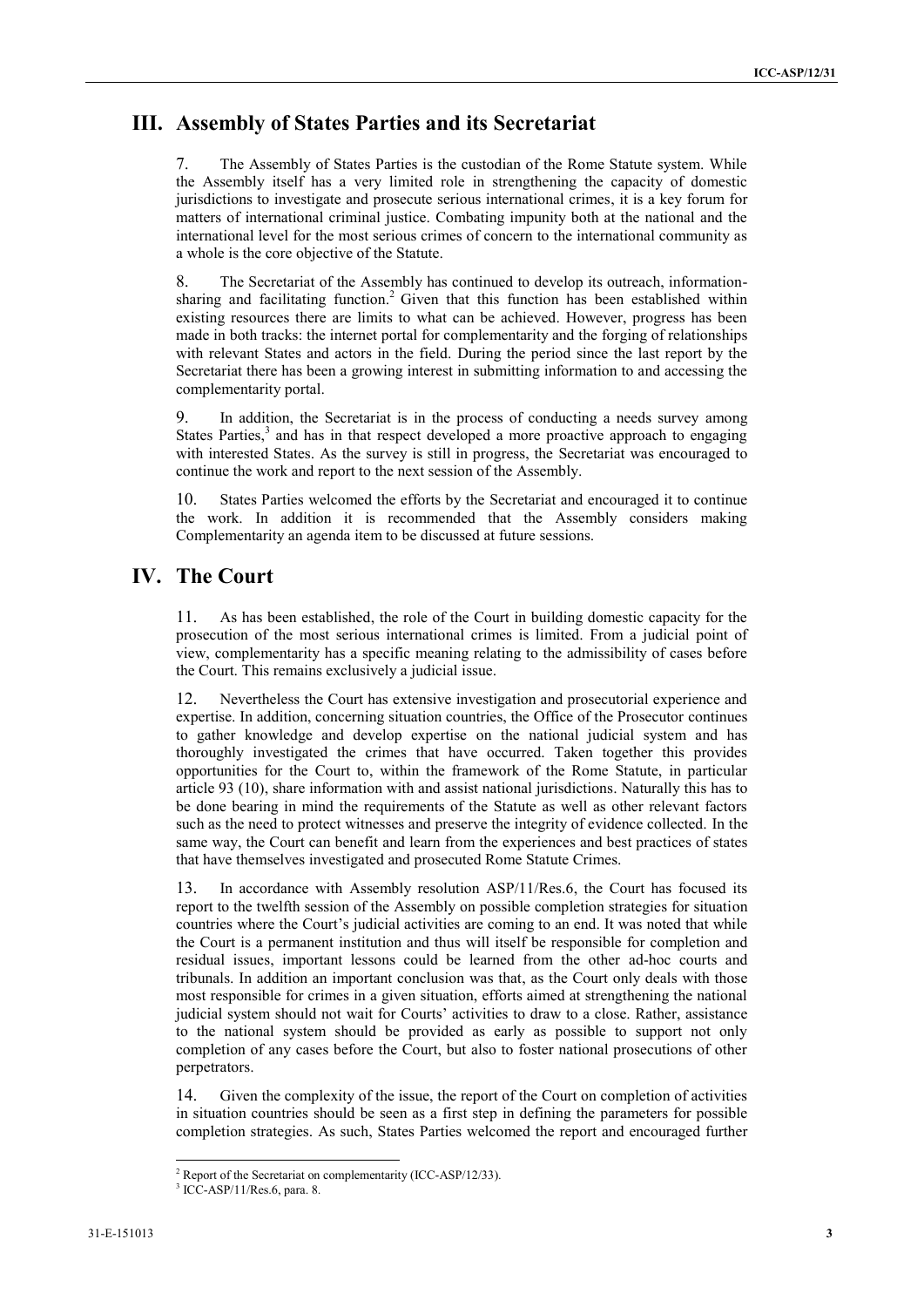## III. Assembly of States Parties and its Secretariat

7. The Assembly of States Parties is the custodian of the Rome Statute system. While the Assembly itself has a very limited role in strengthening the capacity of domestic jurisdictions to investigate and prosecute serious international crimes, it is a key forum for matters of international criminal justice. Combating impunity both at the national and the international level for the most serious crimes of concern to the international community as a whole is the core objective of the Statute.

8. The Secretariat of the Assembly has continued to develop its outreach, information-sharing and facilitating function.[2] Given that this function has been established within existing resources there are limits to what can be achieved. However, progress has been made in both tracks: the internet portal for complementarity and the forging of relationships with relevant States and actors in the field. During the period since the last report by the Secretariat there has been a growing interest in submitting information to and accessing the complementarity portal.

9. In addition, the Secretariat is in the process of conducting a needs survey among States Parties,[3] and has in that respect developed a more proactive approach to engaging with interested States. As the survey is still in progress, the Secretariat was encouraged to continue the work and report to the next session of the Assembly.

10. States Parties welcomed the efforts by the Secretariat and encouraged it to continue the work. In addition it is recommended that the Assembly considers making Complementarity an agenda item to be discussed at future sessions.

## IV. The Court

11. As has been established, the role of the Court in building domestic capacity for the prosecution of the most serious international crimes is limited. From a judicial point of view, complementarity has a specific meaning relating to the admissibility of cases before the Court. This remains exclusively a judicial issue.

12. Nevertheless the Court has extensive investigation and prosecutorial experience and expertise. In addition, concerning situation countries, the Office of the Prosecutor continues to gather knowledge and develop expertise on the national judicial system and has thoroughly investigated the crimes that have occurred. Taken together this provides opportunities for the Court to, within the framework of the Rome Statute, in particular article 93 (10), share information with and assist national jurisdictions. Naturally this has to be done bearing in mind the requirements of the Statute as well as other relevant factors such as the need to protect witnesses and preserve the integrity of evidence collected. In the same way, the Court can benefit and learn from the experiences and best practices of states that have themselves investigated and prosecuted Rome Statute Crimes.

13. In accordance with Assembly resolution ASP/11/Res.6, the Court has focused its report to the twelfth session of the Assembly on possible completion strategies for situation countries where the Court's judicial activities are coming to an end. It was noted that while the Court is a permanent institution and thus will itself be responsible for completion and residual issues, important lessons could be learned from the other ad-hoc courts and tribunals. In addition an important conclusion was that, as the Court only deals with those most responsible for crimes in a given situation, efforts aimed at strengthening the national judicial system should not wait for Courts' activities to draw to a close. Rather, assistance to the national system should be provided as early as possible to support not only completion of any cases before the Court, but also to foster national prosecutions of other perpetrators.

14. Given the complexity of the issue, the report of the Court on completion of activities in situation countries should be seen as a first step in defining the parameters for possible completion strategies. As such, States Parties welcomed the report and encouraged further

---

[2] Report of the Secretariat on complementarity (ICC-ASP/12/33).

[3] ICC-ASP/11/Res.6, para. 8.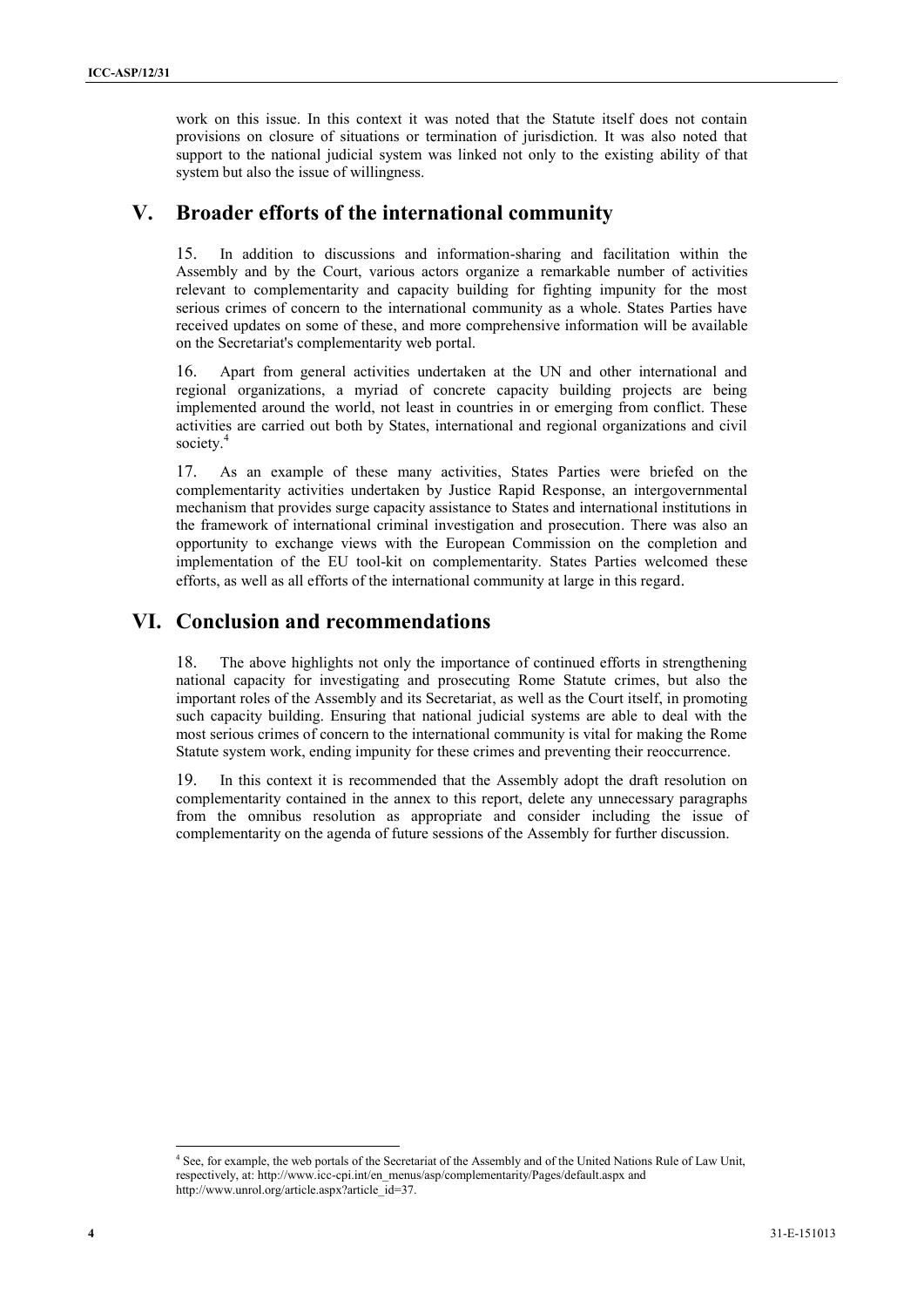work on this issue. In this context it was noted that the Statute itself does not contain provisions on closure of situations or termination of jurisdiction. It was also noted that support to the national judicial system was linked not only to the existing ability of that system but also the issue of willingness.

## V. Broader efforts of the international community

15. In addition to discussions and information-sharing and facilitation within the Assembly and by the Court, various actors organize a remarkable number of activities relevant to complementarity and capacity building for fighting impunity for the most serious crimes of concern to the international community as a whole. States Parties have received updates on some of these, and more comprehensive information will be available on the Secretariat's complementarity web portal.

16. Apart from general activities undertaken at the UN and other international and regional organizations, a myriad of concrete capacity building projects are being implemented around the world, not least in countries in or emerging from conflict. These activities are carried out both by States, international and regional organizations and civil society.[4]

17. As an example of these many activities, States Parties were briefed on the complementarity activities undertaken by Justice Rapid Response, an intergovernmental mechanism that provides surge capacity assistance to States and international institutions in the framework of international criminal investigation and prosecution. There was also an opportunity to exchange views with the European Commission on the completion and implementation of the EU tool-kit on complementarity. States Parties welcomed these efforts, as well as all efforts of the international community at large in this regard.

## VI. Conclusion and recommendations

18. The above highlights not only the importance of continued efforts in strengthening national capacity for investigating and prosecuting Rome Statute crimes, but also the important roles of the Assembly and its Secretariat, as well as the Court itself, in promoting such capacity building. Ensuring that national judicial systems are able to deal with the most serious crimes of concern to the international community is vital for making the Rome Statute system work, ending impunity for these crimes and preventing their reoccurrence.

19. In this context it is recommended that the Assembly adopt the draft resolution on complementarity contained in the annex to this report, delete any unnecessary paragraphs from the omnibus resolution as appropriate and consider including the issue of complementarity on the agenda of future sessions of the Assembly for further discussion.

---

[4] See, for example, the web portals of the Secretariat of the Assembly and of the United Nations Rule of Law Unit, respectively, at: http://www.icc-cpi.int/en_menus/asp/complementarity/Pages/default.aspx and http://www.unrol.org/article.aspx?article_id=37.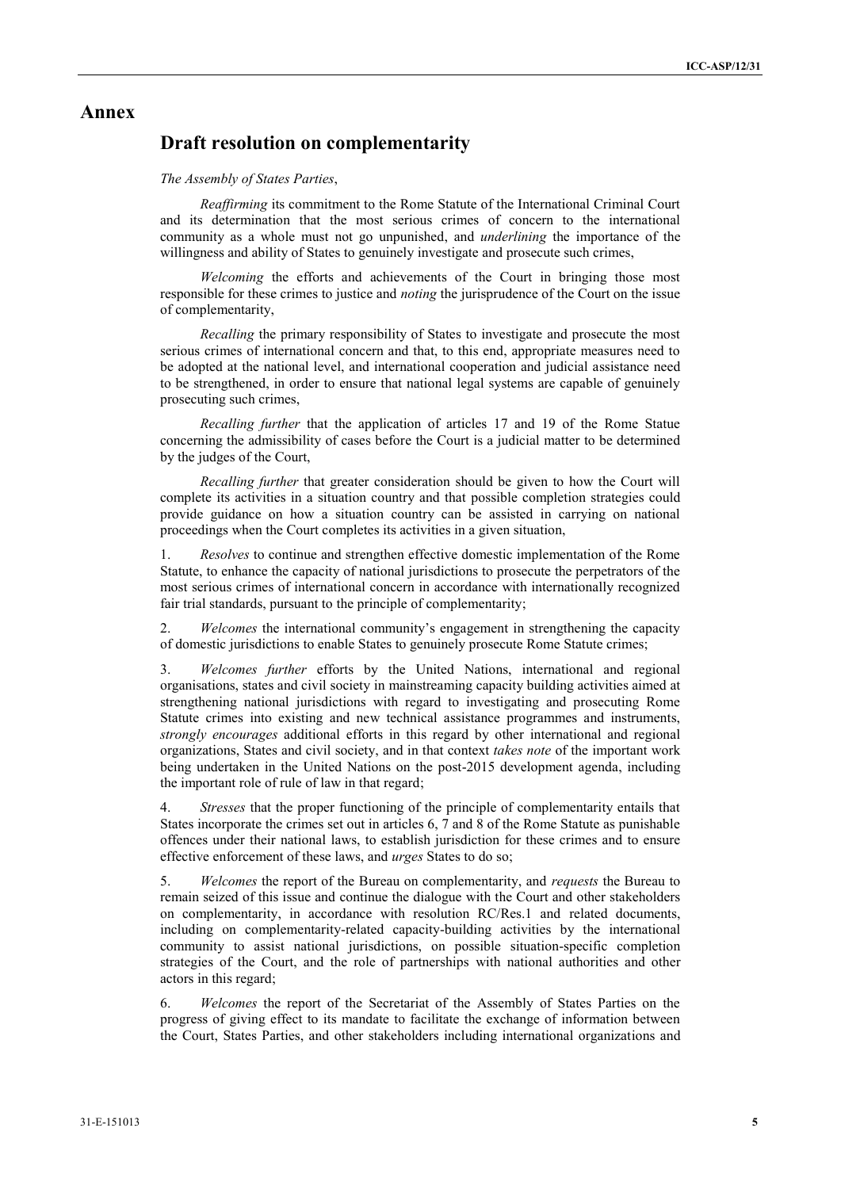# Annex

## Draft resolution on complementarity

*The Assembly of States Parties*,

*Reaffirming* its commitment to the Rome Statute of the International Criminal Court and its determination that the most serious crimes of concern to the international community as a whole must not go unpunished, and *underlining* the importance of the willingness and ability of States to genuinely investigate and prosecute such crimes,

*Welcoming* the efforts and achievements of the Court in bringing those most responsible for these crimes to justice and *noting* the jurisprudence of the Court on the issue of complementarity,

*Recalling* the primary responsibility of States to investigate and prosecute the most serious crimes of international concern and that, to this end, appropriate measures need to be adopted at the national level, and international cooperation and judicial assistance need to be strengthened, in order to ensure that national legal systems are capable of genuinely prosecuting such crimes,

*Recalling further* that the application of articles 17 and 19 of the Rome Statue concerning the admissibility of cases before the Court is a judicial matter to be determined by the judges of the Court,

*Recalling further* that greater consideration should be given to how the Court will complete its activities in a situation country and that possible completion strategies could provide guidance on how a situation country can be assisted in carrying on national proceedings when the Court completes its activities in a given situation,

1. *Resolves* to continue and strengthen effective domestic implementation of the Rome Statute, to enhance the capacity of national jurisdictions to prosecute the perpetrators of the most serious crimes of international concern in accordance with internationally recognized fair trial standards, pursuant to the principle of complementarity;

2. *Welcomes* the international community's engagement in strengthening the capacity of domestic jurisdictions to enable States to genuinely prosecute Rome Statute crimes;

3. *Welcomes further* efforts by the United Nations, international and regional organisations, states and civil society in mainstreaming capacity building activities aimed at strengthening national jurisdictions with regard to investigating and prosecuting Rome Statute crimes into existing and new technical assistance programmes and instruments, *strongly encourages* additional efforts in this regard by other international and regional organizations, States and civil society, and in that context *takes note* of the important work being undertaken in the United Nations on the post-2015 development agenda, including the important role of rule of law in that regard;

4. *Stresses* that the proper functioning of the principle of complementarity entails that States incorporate the crimes set out in articles 6, 7 and 8 of the Rome Statute as punishable offences under their national laws, to establish jurisdiction for these crimes and to ensure effective enforcement of these laws, and *urges* States to do so;

5. *Welcomes* the report of the Bureau on complementarity, and *requests* the Bureau to remain seized of this issue and continue the dialogue with the Court and other stakeholders on complementarity, in accordance with resolution RC/Res.1 and related documents, including on complementarity-related capacity-building activities by the international community to assist national jurisdictions, on possible situation-specific completion strategies of the Court, and the role of partnerships with national authorities and other actors in this regard;

6. *Welcomes* the report of the Secretariat of the Assembly of States Parties on the progress of giving effect to its mandate to facilitate the exchange of information between the Court, States Parties, and other stakeholders including international organizations and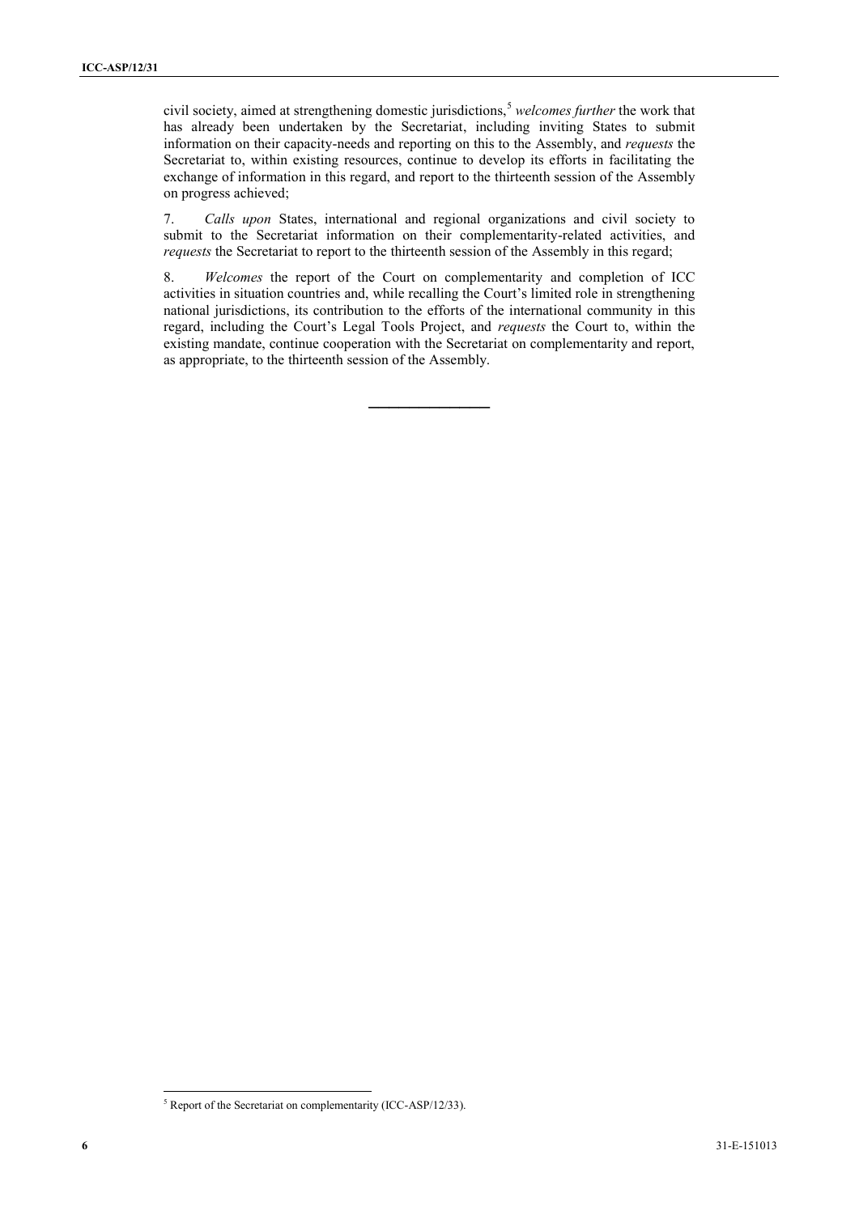civil society, aimed at strengthening domestic jurisdictions,[5] *welcomes further* the work that has already been undertaken by the Secretariat, including inviting States to submit information on their capacity-needs and reporting on this to the Assembly, and *requests* the Secretariat to, within existing resources, continue to develop its efforts in facilitating the exchange of information in this regard, and report to the thirteenth session of the Assembly on progress achieved;

7. *Calls upon* States, international and regional organizations and civil society to submit to the Secretariat information on their complementarity-related activities, and *requests* the Secretariat to report to the thirteenth session of the Assembly in this regard;

8. *Welcomes* the report of the Court on complementarity and completion of ICC activities in situation countries and, while recalling the Court's limited role in strengthening national jurisdictions, its contribution to the efforts of the international community in this regard, including the Court's Legal Tools Project, and *requests* the Court to, within the existing mandate, continue cooperation with the Secretariat on complementarity and report, as appropriate, to the thirteenth session of the Assembly.

---

[5] Report of the Secretariat on complementarity (ICC-ASP/12/33).